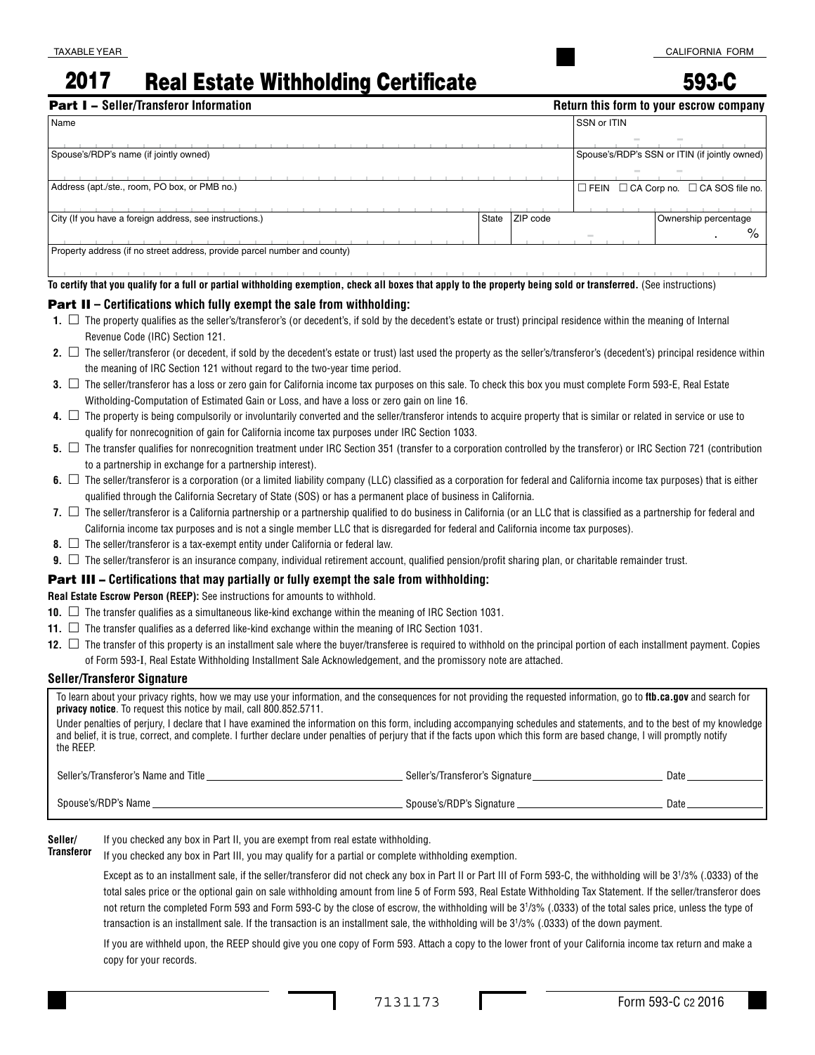TAXABLE YEAR

# 2017 Real Estate Withholding Certificate

CALIFORNIA FORM

# 593-C

## Part I – Seller/Transferor Information

**Return this form to your escrow company**

| Name | | | SSN or ITIN | |
|---|---|---|---|---|
| Spouse's/RDP's name (if jointly owned) | | | Spouse's/RDP's SSN or ITIN (if jointly owned) | |
| Address (apt./ste., room, PO box, or PMB no.) | | | ☐ FEIN ☐ CA Corp no. ☐ CA SOS file no. | |
| City (If you have a foreign address, see instructions.) | State | ZIP code | | Ownership percentage . % |
| Property address (if no street address, provide parcel number and county) | | | | |

**To certify that you qualify for a full or partial withholding exemption, check all boxes that apply to the property being sold or transferred.** (See instructions)

## Part II – Certifications which fully exempt the sale from withholding:

1. ☐ The property qualifies as the seller's/transferor's (or decedent's, if sold by the decedent's estate or trust) principal residence within the meaning of Internal Revenue Code (IRC) Section 121.
2. ☐ The seller/transferor (or decedent, if sold by the decedent's estate or trust) last used the property as the seller's/transferor's (decedent's) principal residence within the meaning of IRC Section 121 without regard to the two-year time period.
3. ☐ The seller/transferor has a loss or zero gain for California income tax purposes on this sale. To check this box you must complete Form 593-E, Real Estate Witholding-Computation of Estimated Gain or Loss, and have a loss or zero gain on line 16.
4. ☐ The property is being compulsorily or involuntarily converted and the seller/transferor intends to acquire property that is similar or related in service or use to qualify for nonrecognition of gain for California income tax purposes under IRC Section 1033.
5. ☐ The transfer qualifies for nonrecognition treatment under IRC Section 351 (transfer to a corporation controlled by the transferor) or IRC Section 721 (contribution to a partnership in exchange for a partnership interest).
6. ☐ The seller/transferor is a corporation (or a limited liability company (LLC) classified as a corporation for federal and California income tax purposes) that is either qualified through the California Secretary of State (SOS) or has a permanent place of business in California.
7. ☐ The seller/transferor is a California partnership or a partnership qualified to do business in California (or an LLC that is classified as a partnership for federal and California income tax purposes and is not a single member LLC that is disregarded for federal and California income tax purposes).
8. ☐ The seller/transferor is a tax-exempt entity under California or federal law.
9. ☐ The seller/transferor is an insurance company, individual retirement account, qualified pension/profit sharing plan, or charitable remainder trust.

## Part III – Certifications that may partially or fully exempt the sale from withholding:

**Real Estate Escrow Person (REEP):** See instructions for amounts to withhold.

10. ☐ The transfer qualifies as a simultaneous like-kind exchange within the meaning of IRC Section 1031.
11. ☐ The transfer qualifies as a deferred like-kind exchange within the meaning of IRC Section 1031.
12. ☐ The transfer of this property is an installment sale where the buyer/transferee is required to withhold on the principal portion of each installment payment. Copies of Form 593-I, Real Estate Withholding Installment Sale Acknowledgement, and the promissory note are attached.

### Seller/Transferor Signature

To learn about your privacy rights, how we may use your information, and the consequences for not providing the requested information, go to **ftb.ca.gov** and search for **privacy notice**. To request this notice by mail, call 800.852.5711.

Under penalties of perjury, I declare that I have examined the information on this form, including accompanying schedules and statements, and to the best of my knowledge and belief, it is true, correct, and complete. I further declare under penalties of perjury that if the facts upon which this form are based change, I will promptly notify the REEP.

Seller's/Transferor's Name and Title ______________ Seller's/Transferor's Signature ______________ Date ________

Spouse's/RDP's Name ______________ Spouse's/RDP's Signature ______________ Date ________

**Seller/Transferor** If you checked any box in Part II, you are exempt from real estate withholding.

If you checked any box in Part III, you may qualify for a partial or complete withholding exemption.

Except as to an installment sale, if the seller/transferor did not check any box in Part II or Part III of Form 593-C, the withholding will be 3 1/3% (.0333) of the total sales price or the optional gain on sale withholding amount from line 5 of Form 593, Real Estate Withholding Tax Statement. If the seller/transferor does not return the completed Form 593 and Form 593-C by the close of escrow, the withholding will be 3 1/3% (.0333) of the total sales price, unless the type of transaction is an installment sale. If the transaction is an installment sale, the withholding will be 3 1/3% (.0333) of the down payment.

If you are withheld upon, the REEP should give you one copy of Form 593. Attach a copy to the lower front of your California income tax return and make a copy for your records.

7131173

Form 593-C C2 2016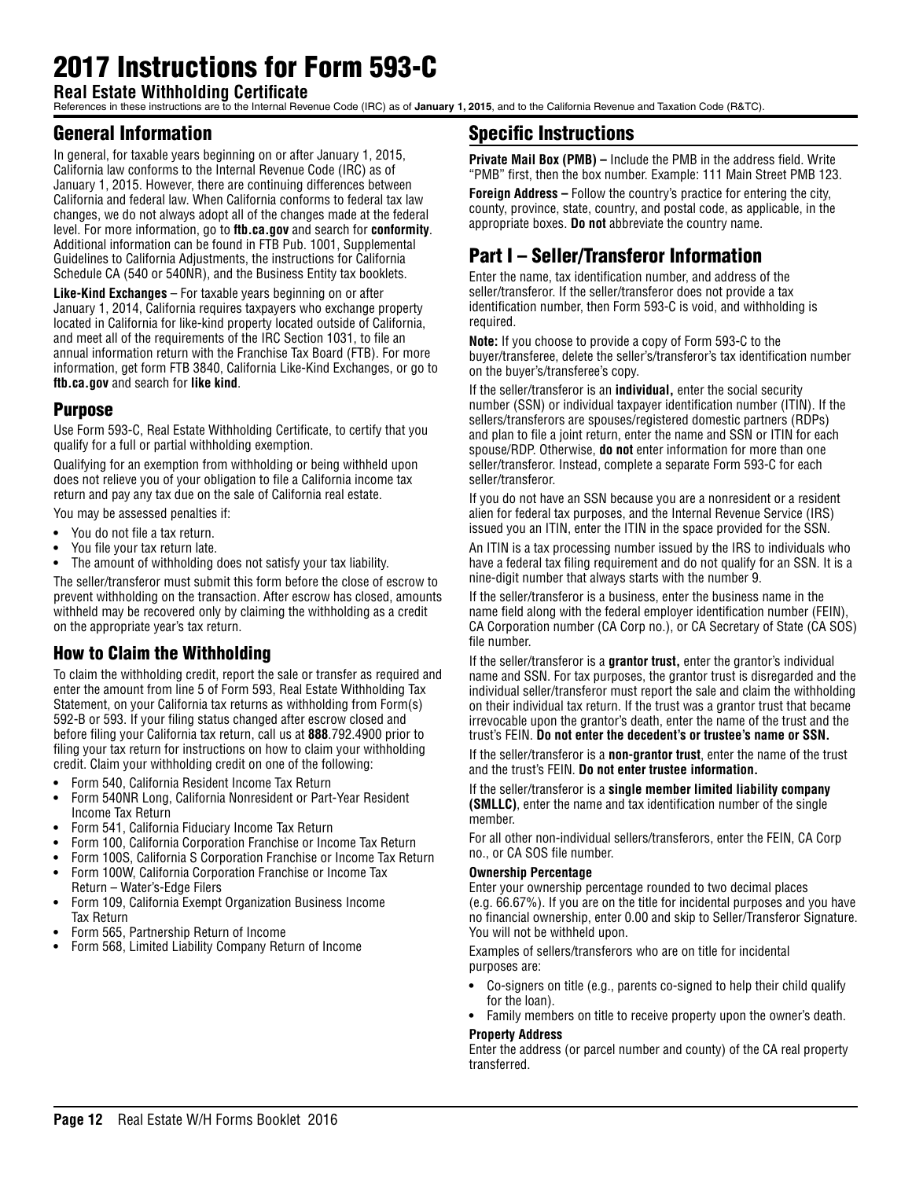# 2017 Instructions for Form 593-C

## Real Estate Withholding Certificate

References in these instructions are to the Internal Revenue Code (IRC) as of **January 1, 2015**, and to the California Revenue and Taxation Code (R&TC).

## General Information

In general, for taxable years beginning on or after January 1, 2015, California law conforms to the Internal Revenue Code (IRC) as of January 1, 2015. However, there are continuing differences between California and federal law. When California conforms to federal tax law changes, we do not always adopt all of the changes made at the federal level. For more information, go to **ftb.ca.gov** and search for **conformity**. Additional information can be found in FTB Pub. 1001, Supplemental Guidelines to California Adjustments, the instructions for California Schedule CA (540 or 540NR), and the Business Entity tax booklets.

**Like-Kind Exchanges** – For taxable years beginning on or after January 1, 2014, California requires taxpayers who exchange property located in California for like-kind property located outside of California, and meet all of the requirements of the IRC Section 1031, to file an annual information return with the Franchise Tax Board (FTB). For more information, get form FTB 3840, California Like-Kind Exchanges, or go to **ftb.ca.gov** and search for **like kind**.

### Purpose

Use Form 593-C, Real Estate Withholding Certificate, to certify that you qualify for a full or partial withholding exemption.

Qualifying for an exemption from withholding or being withheld upon does not relieve you of your obligation to file a California income tax return and pay any tax due on the sale of California real estate.

You may be assessed penalties if:

- You do not file a tax return.
- You file your tax return late.
- The amount of withholding does not satisfy your tax liability.

The seller/transferor must submit this form before the close of escrow to prevent withholding on the transaction. After escrow has closed, amounts withheld may be recovered only by claiming the withholding as a credit on the appropriate year's tax return.

### How to Claim the Withholding

To claim the withholding credit, report the sale or transfer as required and enter the amount from line 5 of Form 593, Real Estate Withholding Tax Statement, on your California tax returns as withholding from Form(s) 592-B or 593. If your filing status changed after escrow closed and before filing your California tax return, call us at **888**.792.4900 prior to filing your tax return for instructions on how to claim your withholding credit. Claim your withholding credit on one of the following:

- Form 540, California Resident Income Tax Return
- Form 540NR Long, California Nonresident or Part-Year Resident Income Tax Return
- Form 541, California Fiduciary Income Tax Return
- Form 100, California Corporation Franchise or Income Tax Return
- Form 100S, California S Corporation Franchise or Income Tax Return
- Form 100W, California Corporation Franchise or Income Tax Return – Water's-Edge Filers
- Form 109, California Exempt Organization Business Income Tax Return
- Form 565, Partnership Return of Income
- Form 568, Limited Liability Company Return of Income

## Specific Instructions

**Private Mail Box (PMB) –** Include the PMB in the address field. Write "PMB" first, then the box number. Example: 111 Main Street PMB 123.

**Foreign Address –** Follow the country's practice for entering the city, county, province, state, country, and postal code, as applicable, in the appropriate boxes. **Do not** abbreviate the country name.

## Part I – Seller/Transferor Information

Enter the name, tax identification number, and address of the seller/transferor. If the seller/transferor does not provide a tax identification number, then Form 593-C is void, and withholding is required.

**Note:** If you choose to provide a copy of Form 593-C to the buyer/transferee, delete the seller's/transferor's tax identification number on the buyer's/transferee's copy.

If the seller/transferor is an **individual,** enter the social security number (SSN) or individual taxpayer identification number (ITIN). If the sellers/transferors are spouses/registered domestic partners (RDPs) and plan to file a joint return, enter the name and SSN or ITIN for each spouse/RDP. Otherwise, **do not** enter information for more than one seller/transferor. Instead, complete a separate Form 593-C for each seller/transferor.

If you do not have an SSN because you are a nonresident or a resident alien for federal tax purposes, and the Internal Revenue Service (IRS) issued you an ITIN, enter the ITIN in the space provided for the SSN.

An ITIN is a tax processing number issued by the IRS to individuals who have a federal tax filing requirement and do not qualify for an SSN. It is a nine-digit number that always starts with the number 9.

If the seller/transferor is a business, enter the business name in the name field along with the federal employer identification number (FEIN), CA Corporation number (CA Corp no.), or CA Secretary of State (CA SOS) file number.

If the seller/transferor is a **grantor trust,** enter the grantor's individual name and SSN. For tax purposes, the grantor trust is disregarded and the individual seller/transferor must report the sale and claim the withholding on their individual tax return. If the trust was a grantor trust that became irrevocable upon the grantor's death, enter the name of the trust and the trust's FEIN. **Do not enter the decedent's or trustee's name or SSN.**

If the seller/transferor is a **non-grantor trust**, enter the name of the trust and the trust's FEIN. **Do not enter trustee information.**

If the seller/transferor is a **single member limited liability company (SMLLC)**, enter the name and tax identification number of the single member.

For all other non-individual sellers/transferors, enter the FEIN, CA Corp no., or CA SOS file number.

#### Ownership Percentage

Enter your ownership percentage rounded to two decimal places (e.g. 66.67%). If you are on the title for incidental purposes and you have no financial ownership, enter 0.00 and skip to Seller/Transferor Signature. You will not be withheld upon.

Examples of sellers/transferors who are on title for incidental purposes are:

- Co-signers on title (e.g., parents co-signed to help their child qualify for the loan).
- Family members on title to receive property upon the owner's death.

#### Property Address

Enter the address (or parcel number and county) of the CA real property transferred.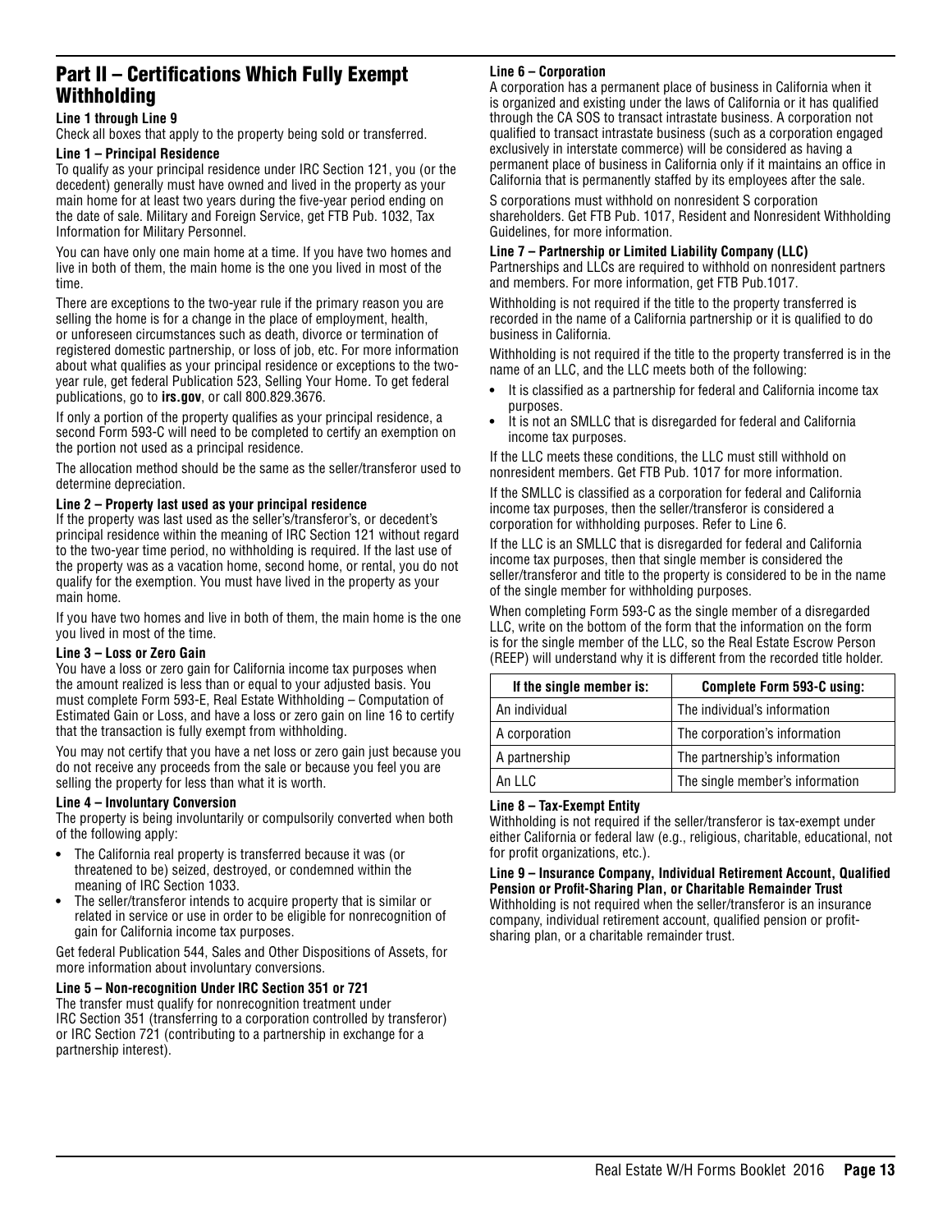## Part II – Certifications Which Fully Exempt Withholding

**Line 1 through Line 9**

Check all boxes that apply to the property being sold or transferred.

**Line 1 – Principal Residence**

To qualify as your principal residence under IRC Section 121, you (or the decedent) generally must have owned and lived in the property as your main home for at least two years during the five-year period ending on the date of sale. Military and Foreign Service, get FTB Pub. 1032, Tax Information for Military Personnel.

You can have only one main home at a time. If you have two homes and live in both of them, the main home is the one you lived in most of the time.

There are exceptions to the two-year rule if the primary reason you are selling the home is for a change in the place of employment, health, or unforeseen circumstances such as death, divorce or termination of registered domestic partnership, or loss of job, etc. For more information about what qualifies as your principal residence or exceptions to the two-year rule, get federal Publication 523, Selling Your Home. To get federal publications, go to **irs.gov**, or call 800.829.3676.

If only a portion of the property qualifies as your principal residence, a second Form 593-C will need to be completed to certify an exemption on the portion not used as a principal residence.

The allocation method should be the same as the seller/transferor used to determine depreciation.

**Line 2 – Property last used as your principal residence**

If the property was last used as the seller's/transferor's, or decedent's principal residence within the meaning of IRC Section 121 without regard to the two-year time period, no withholding is required. If the last use of the property was as a vacation home, second home, or rental, you do not qualify for the exemption. You must have lived in the property as your main home.

If you have two homes and live in both of them, the main home is the one you lived in most of the time.

**Line 3 – Loss or Zero Gain**

You have a loss or zero gain for California income tax purposes when the amount realized is less than or equal to your adjusted basis. You must complete Form 593-E, Real Estate Withholding – Computation of Estimated Gain or Loss, and have a loss or zero gain on line 16 to certify that the transaction is fully exempt from withholding.

You may not certify that you have a net loss or zero gain just because you do not receive any proceeds from the sale or because you feel you are selling the property for less than what it is worth.

**Line 4 – Involuntary Conversion**

The property is being involuntarily or compulsorily converted when both of the following apply:

- The California real property is transferred because it was (or threatened to be) seized, destroyed, or condemned within the meaning of IRC Section 1033.
- The seller/transferor intends to acquire property that is similar or related in service or use in order to be eligible for nonrecognition of gain for California income tax purposes.

Get federal Publication 544, Sales and Other Dispositions of Assets, for more information about involuntary conversions.

**Line 5 – Non-recognition Under IRC Section 351 or 721**

The transfer must qualify for nonrecognition treatment under IRC Section 351 (transferring to a corporation controlled by transferor) or IRC Section 721 (contributing to a partnership in exchange for a partnership interest).

**Line 6 – Corporation**

A corporation has a permanent place of business in California when it is organized and existing under the laws of California or it has qualified through the CA SOS to transact intrastate business. A corporation not qualified to transact intrastate business (such as a corporation engaged exclusively in interstate commerce) will be considered as having a permanent place of business in California only if it maintains an office in California that is permanently staffed by its employees after the sale.

S corporations must withhold on nonresident S corporation shareholders. Get FTB Pub. 1017, Resident and Nonresident Withholding Guidelines, for more information.

**Line 7 – Partnership or Limited Liability Company (LLC)**

Partnerships and LLCs are required to withhold on nonresident partners and members. For more information, get FTB Pub.1017.

Withholding is not required if the title to the property transferred is recorded in the name of a California partnership or it is qualified to do business in California.

Withholding is not required if the title to the property transferred is in the name of an LLC, and the LLC meets both of the following:

- It is classified as a partnership for federal and California income tax purposes.
- It is not an SMLLC that is disregarded for federal and California income tax purposes.

If the LLC meets these conditions, the LLC must still withhold on nonresident members. Get FTB Pub. 1017 for more information.

If the SMLLC is classified as a corporation for federal and California income tax purposes, then the seller/transferor is considered a corporation for withholding purposes. Refer to Line 6.

If the LLC is an SMLLC that is disregarded for federal and California income tax purposes, then that single member is considered the seller/transferor and title to the property is considered to be in the name of the single member for withholding purposes.

When completing Form 593-C as the single member of a disregarded LLC, write on the bottom of the form that the information on the form is for the single member of the LLC, so the Real Estate Escrow Person (REEP) will understand why it is different from the recorded title holder.

| If the single member is: | Complete Form 593-C using: |
|---|---|
| An individual | The individual's information |
| A corporation | The corporation's information |
| A partnership | The partnership's information |
| An LLC | The single member's information |

**Line 8 – Tax-Exempt Entity**

Withholding is not required if the seller/transferor is tax-exempt under either California or federal law (e.g., religious, charitable, educational, not for profit organizations, etc.).

**Line 9 – Insurance Company, Individual Retirement Account, Qualified Pension or Profit-Sharing Plan, or Charitable Remainder Trust**

Withholding is not required when the seller/transferor is an insurance company, individual retirement account, qualified pension or profit-sharing plan, or a charitable remainder trust.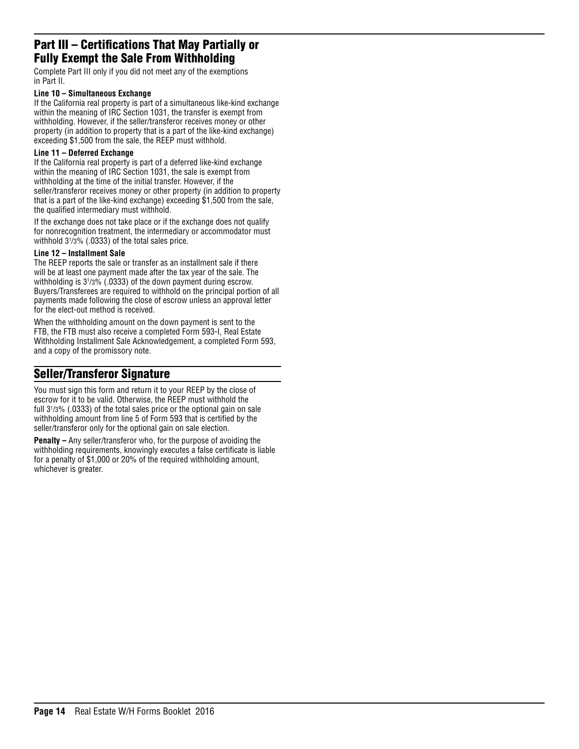## Part III – Certifications That May Partially or Fully Exempt the Sale From Withholding

Complete Part III only if you did not meet any of the exemptions in Part II.

**Line 10 – Simultaneous Exchange**

If the California real property is part of a simultaneous like-kind exchange within the meaning of IRC Section 1031, the transfer is exempt from withholding. However, if the seller/transferor receives money or other property (in addition to property that is a part of the like-kind exchange) exceeding $1,500 from the sale, the REEP must withhold.

**Line 11 – Deferred Exchange**

If the California real property is part of a deferred like-kind exchange within the meaning of IRC Section 1031, the sale is exempt from withholding at the time of the initial transfer. However, if the seller/transferor receives money or other property (in addition to property that is a part of the like-kind exchange) exceeding $1,500 from the sale, the qualified intermediary must withhold.

If the exchange does not take place or if the exchange does not qualify for nonrecognition treatment, the intermediary or accommodator must withhold 3 1/3% (.0333) of the total sales price.

**Line 12 – Installment Sale**

The REEP reports the sale or transfer as an installment sale if there will be at least one payment made after the tax year of the sale. The withholding is 3 1/3% (.0333) of the down payment during escrow. Buyers/Transferees are required to withhold on the principal portion of all payments made following the close of escrow unless an approval letter for the elect-out method is received.

When the withholding amount on the down payment is sent to the FTB, the FTB must also receive a completed Form 593-I, Real Estate Withholding Installment Sale Acknowledgement, a completed Form 593, and a copy of the promissory note.

## Seller/Transferor Signature

You must sign this form and return it to your REEP by the close of escrow for it to be valid. Otherwise, the REEP must withhold the full 3 1/3% (.0333) of the total sales price or the optional gain on sale withholding amount from line 5 of Form 593 that is certified by the seller/transferor only for the optional gain on sale election.

**Penalty –** Any seller/transferor who, for the purpose of avoiding the withholding requirements, knowingly executes a false certificate is liable for a penalty of $1,000 or 20% of the required withholding amount, whichever is greater.